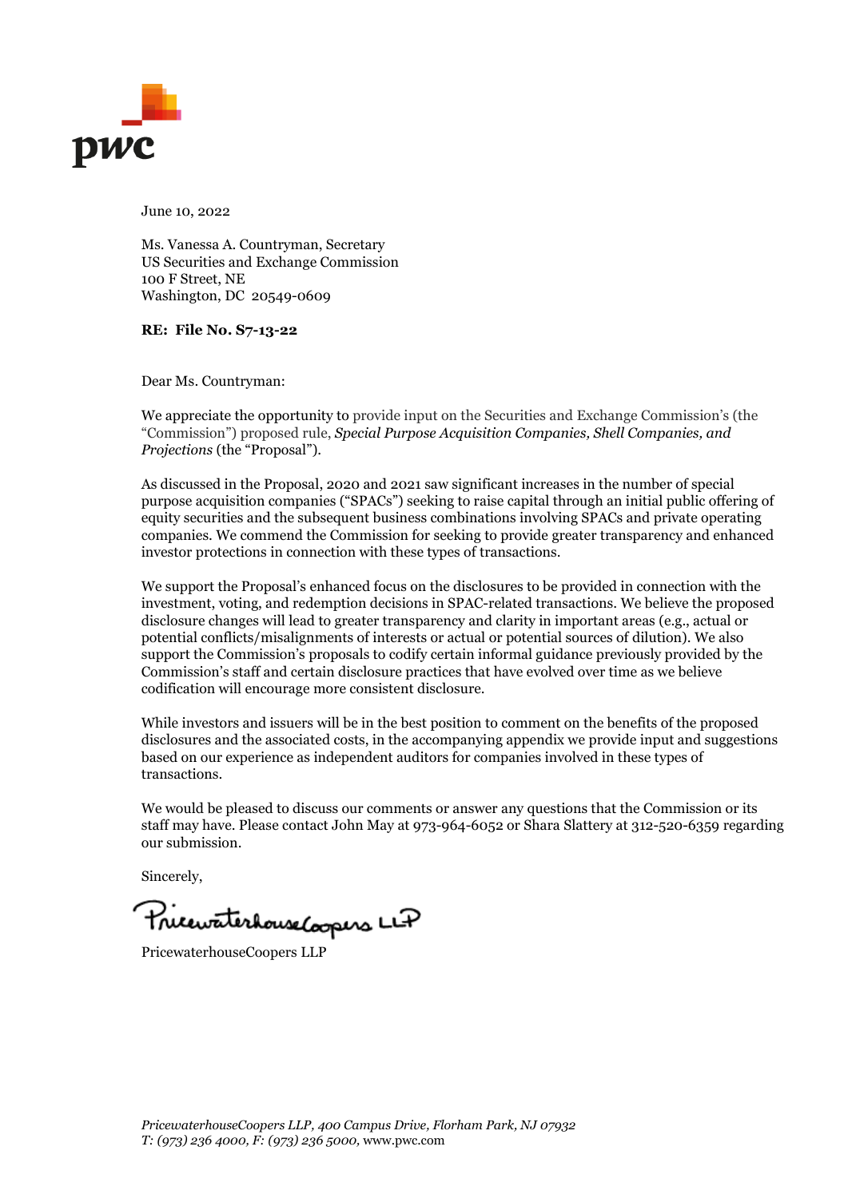June 10, 2022

Ms. Vanessa A. Countryman, Secretary
US Securities and Exchange Commission
100 F Street, NE
Washington, DC 20549-0609

**RE: File No. S7-13-22**

Dear Ms. Countryman:

We appreciate the opportunity to provide input on the Securities and Exchange Commission's (the "Commission") proposed rule, *Special Purpose Acquisition Companies, Shell Companies, and Projections* (the "Proposal").

As discussed in the Proposal, 2020 and 2021 saw significant increases in the number of special purpose acquisition companies ("SPACs") seeking to raise capital through an initial public offering of equity securities and the subsequent business combinations involving SPACs and private operating companies. We commend the Commission for seeking to provide greater transparency and enhanced investor protections in connection with these types of transactions.

We support the Proposal's enhanced focus on the disclosures to be provided in connection with the investment, voting, and redemption decisions in SPAC-related transactions. We believe the proposed disclosure changes will lead to greater transparency and clarity in important areas (e.g., actual or potential conflicts/misalignments of interests or actual or potential sources of dilution). We also support the Commission's proposals to codify certain informal guidance previously provided by the Commission's staff and certain disclosure practices that have evolved over time as we believe codification will encourage more consistent disclosure.

While investors and issuers will be in the best position to comment on the benefits of the proposed disclosures and the associated costs, in the accompanying appendix we provide input and suggestions based on our experience as independent auditors for companies involved in these types of transactions.

We would be pleased to discuss our comments or answer any questions that the Commission or its staff may have. Please contact John May at 973-964-6052 or Shara Slattery at 312-520-6359 regarding our submission.

Sincerely,

PricewaterhouseCoopers LLP

PricewaterhouseCoopers LLP

*PricewaterhouseCoopers LLP, 400 Campus Drive, Florham Park, NJ 07932*
*T: (973) 236 4000, F: (973) 236 5000,* www.pwc.com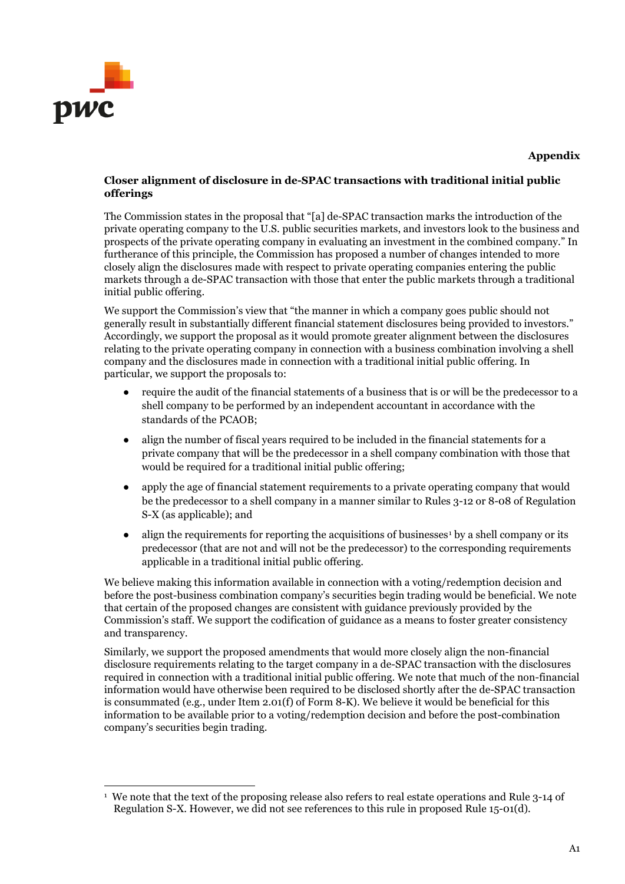**Appendix**

## Closer alignment of disclosure in de-SPAC transactions with traditional initial public offerings

The Commission states in the proposal that "[a] de-SPAC transaction marks the introduction of the private operating company to the U.S. public securities markets, and investors look to the business and prospects of the private operating company in evaluating an investment in the combined company." In furtherance of this principle, the Commission has proposed a number of changes intended to more closely align the disclosures made with respect to private operating companies entering the public markets through a de-SPAC transaction with those that enter the public markets through a traditional initial public offering.

We support the Commission's view that "the manner in which a company goes public should not generally result in substantially different financial statement disclosures being provided to investors." Accordingly, we support the proposal as it would promote greater alignment between the disclosures relating to the private operating company in connection with a business combination involving a shell company and the disclosures made in connection with a traditional initial public offering. In particular, we support the proposals to:

- require the audit of the financial statements of a business that is or will be the predecessor to a shell company to be performed by an independent accountant in accordance with the standards of the PCAOB;
- align the number of fiscal years required to be included in the financial statements for a private company that will be the predecessor in a shell company combination with those that would be required for a traditional initial public offering;
- apply the age of financial statement requirements to a private operating company that would be the predecessor to a shell company in a manner similar to Rules 3-12 or 8-08 of Regulation S-X (as applicable); and
- align the requirements for reporting the acquisitions of businesses[1] by a shell company or its predecessor (that are not and will not be the predecessor) to the corresponding requirements applicable in a traditional initial public offering.

We believe making this information available in connection with a voting/redemption decision and before the post-business combination company's securities begin trading would be beneficial. We note that certain of the proposed changes are consistent with guidance previously provided by the Commission's staff. We support the codification of guidance as a means to foster greater consistency and transparency.

Similarly, we support the proposed amendments that would more closely align the non-financial disclosure requirements relating to the target company in a de-SPAC transaction with the disclosures required in connection with a traditional initial public offering. We note that much of the non-financial information would have otherwise been required to be disclosed shortly after the de-SPAC transaction is consummated (e.g., under Item 2.01(f) of Form 8-K). We believe it would be beneficial for this information to be available prior to a voting/redemption decision and before the post-combination company's securities begin trading.

---

[1] We note that the text of the proposing release also refers to real estate operations and Rule 3-14 of Regulation S-X. However, we did not see references to this rule in proposed Rule 15-01(d).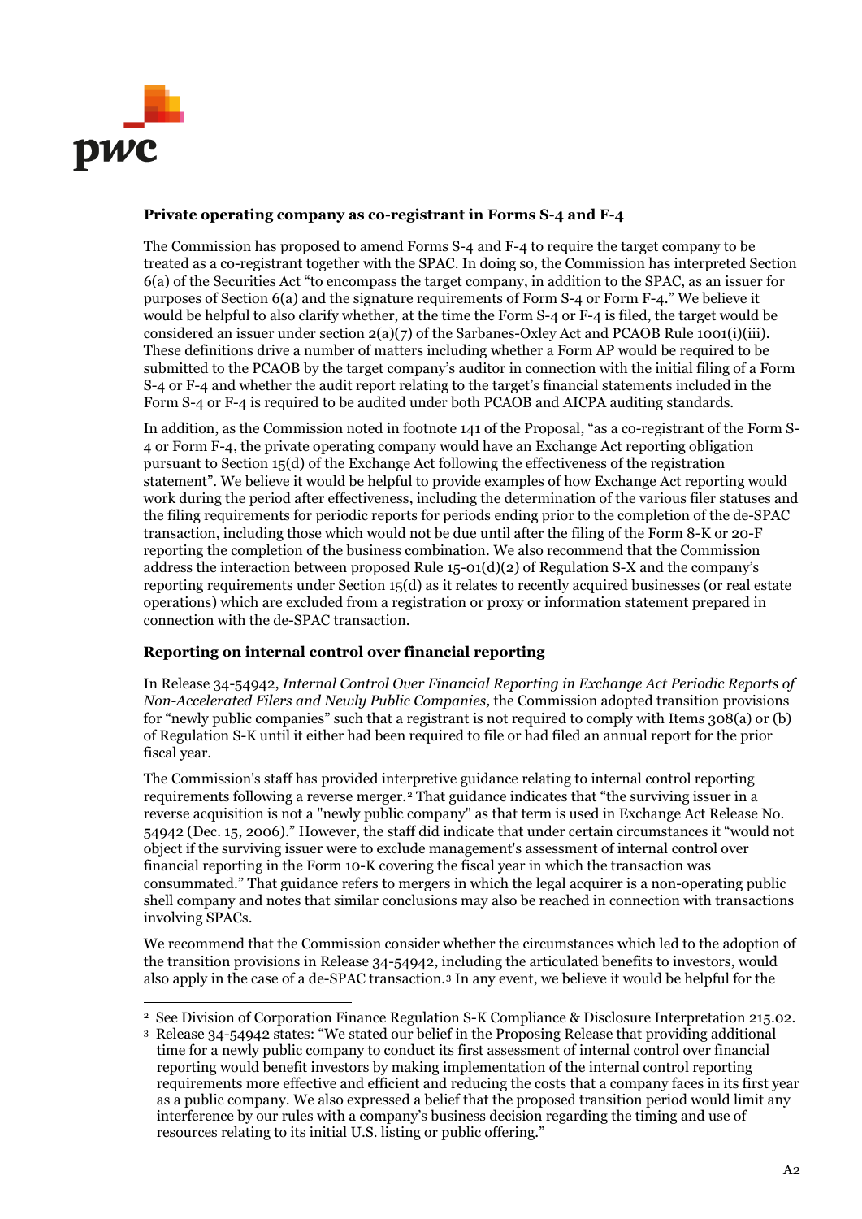**Private operating company as co-registrant in Forms S-4 and F-4**

The Commission has proposed to amend Forms S-4 and F-4 to require the target company to be treated as a co-registrant together with the SPAC. In doing so, the Commission has interpreted Section 6(a) of the Securities Act "to encompass the target company, in addition to the SPAC, as an issuer for purposes of Section 6(a) and the signature requirements of Form S-4 or Form F-4." We believe it would be helpful to also clarify whether, at the time the Form S-4 or F-4 is filed, the target would be considered an issuer under section 2(a)(7) of the Sarbanes-Oxley Act and PCAOB Rule 1001(i)(iii). These definitions drive a number of matters including whether a Form AP would be required to be submitted to the PCAOB by the target company's auditor in connection with the initial filing of a Form S-4 or F-4 and whether the audit report relating to the target's financial statements included in the Form S-4 or F-4 is required to be audited under both PCAOB and AICPA auditing standards.

In addition, as the Commission noted in footnote 141 of the Proposal, "as a co-registrant of the Form S-4 or Form F-4, the private operating company would have an Exchange Act reporting obligation pursuant to Section 15(d) of the Exchange Act following the effectiveness of the registration statement". We believe it would be helpful to provide examples of how Exchange Act reporting would work during the period after effectiveness, including the determination of the various filer statuses and the filing requirements for periodic reports for periods ending prior to the completion of the de-SPAC transaction, including those which would not be due until after the filing of the Form 8-K or 20-F reporting the completion of the business combination. We also recommend that the Commission address the interaction between proposed Rule 15-01(d)(2) of Regulation S-X and the company's reporting requirements under Section 15(d) as it relates to recently acquired businesses (or real estate operations) which are excluded from a registration or proxy or information statement prepared in connection with the de-SPAC transaction.

**Reporting on internal control over financial reporting**

In Release 34-54942, *Internal Control Over Financial Reporting in Exchange Act Periodic Reports of Non-Accelerated Filers and Newly Public Companies,* the Commission adopted transition provisions for "newly public companies" such that a registrant is not required to comply with Items 308(a) or (b) of Regulation S-K until it either had been required to file or had filed an annual report for the prior fiscal year.

The Commission's staff has provided interpretive guidance relating to internal control reporting requirements following a reverse merger.[2] That guidance indicates that "the surviving issuer in a reverse acquisition is not a "newly public company" as that term is used in Exchange Act Release No. 54942 (Dec. 15, 2006)." However, the staff did indicate that under certain circumstances it "would not object if the surviving issuer were to exclude management's assessment of internal control over financial reporting in the Form 10-K covering the fiscal year in which the transaction was consummated." That guidance refers to mergers in which the legal acquirer is a non-operating public shell company and notes that similar conclusions may also be reached in connection with transactions involving SPACs.

We recommend that the Commission consider whether the circumstances which led to the adoption of the transition provisions in Release 34-54942, including the articulated benefits to investors, would also apply in the case of a de-SPAC transaction.[3] In any event, we believe it would be helpful for the

[2] See Division of Corporation Finance Regulation S-K Compliance & Disclosure Interpretation 215.02.

[3] Release 34-54942 states: "We stated our belief in the Proposing Release that providing additional time for a newly public company to conduct its first assessment of internal control over financial reporting would benefit investors by making implementation of the internal control reporting requirements more effective and efficient and reducing the costs that a company faces in its first year as a public company. We also expressed a belief that the proposed transition period would limit any interference by our rules with a company's business decision regarding the timing and use of resources relating to its initial U.S. listing or public offering."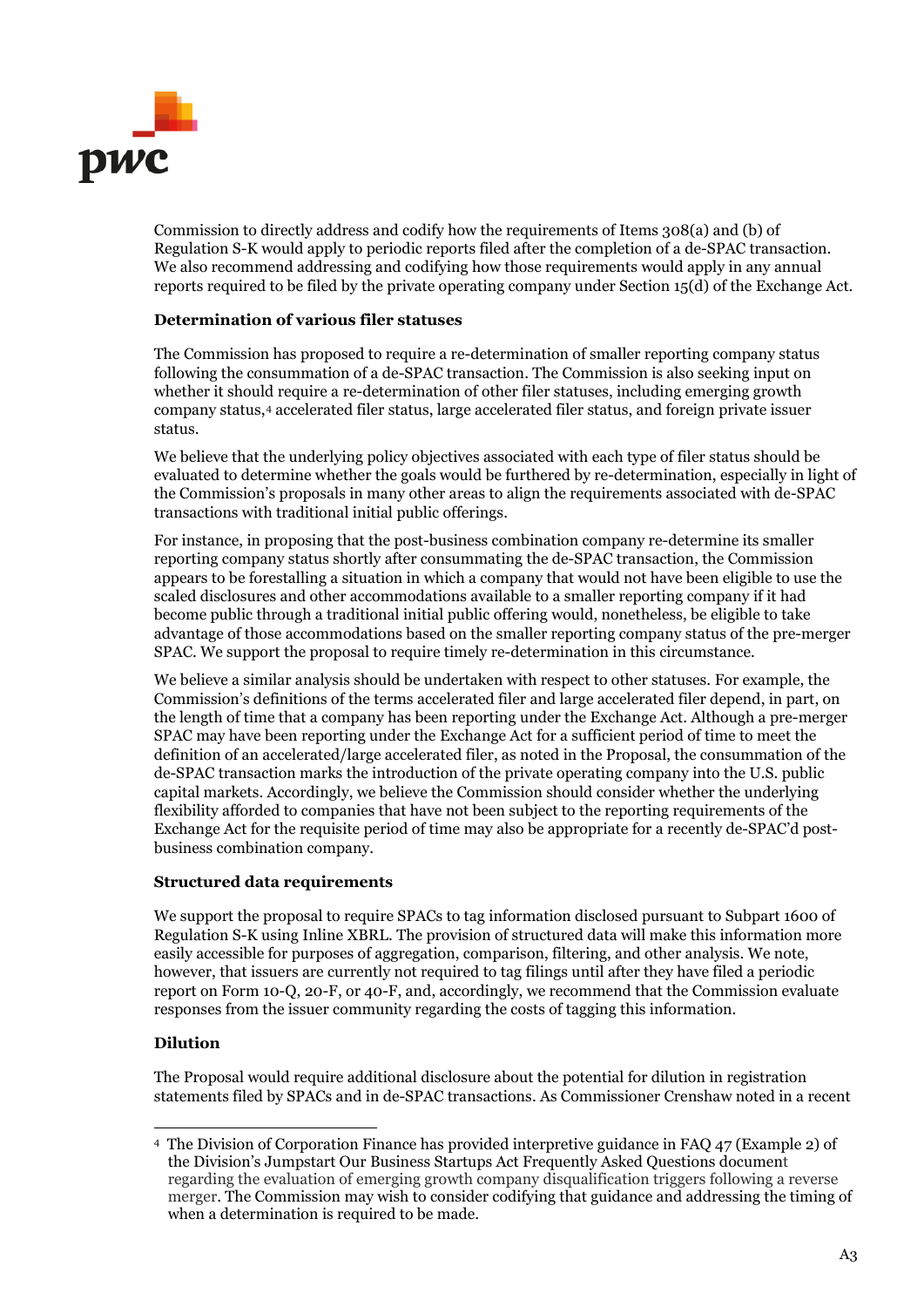Commission to directly address and codify how the requirements of Items 308(a) and (b) of Regulation S-K would apply to periodic reports filed after the completion of a de-SPAC transaction. We also recommend addressing and codifying how those requirements would apply in any annual reports required to be filed by the private operating company under Section 15(d) of the Exchange Act.

**Determination of various filer statuses**

The Commission has proposed to require a re-determination of smaller reporting company status following the consummation of a de-SPAC transaction. The Commission is also seeking input on whether it should require a re-determination of other filer statuses, including emerging growth company status,[4] accelerated filer status, large accelerated filer status, and foreign private issuer status.

We believe that the underlying policy objectives associated with each type of filer status should be evaluated to determine whether the goals would be furthered by re-determination, especially in light of the Commission's proposals in many other areas to align the requirements associated with de-SPAC transactions with traditional initial public offerings.

For instance, in proposing that the post-business combination company re-determine its smaller reporting company status shortly after consummating the de-SPAC transaction, the Commission appears to be forestalling a situation in which a company that would not have been eligible to use the scaled disclosures and other accommodations available to a smaller reporting company if it had become public through a traditional initial public offering would, nonetheless, be eligible to take advantage of those accommodations based on the smaller reporting company status of the pre-merger SPAC. We support the proposal to require timely re-determination in this circumstance.

We believe a similar analysis should be undertaken with respect to other statuses. For example, the Commission's definitions of the terms accelerated filer and large accelerated filer depend, in part, on the length of time that a company has been reporting under the Exchange Act. Although a pre-merger SPAC may have been reporting under the Exchange Act for a sufficient period of time to meet the definition of an accelerated/large accelerated filer, as noted in the Proposal, the consummation of the de-SPAC transaction marks the introduction of the private operating company into the U.S. public capital markets. Accordingly, we believe the Commission should consider whether the underlying flexibility afforded to companies that have not been subject to the reporting requirements of the Exchange Act for the requisite period of time may also be appropriate for a recently de-SPAC'd post-business combination company.

**Structured data requirements**

We support the proposal to require SPACs to tag information disclosed pursuant to Subpart 1600 of Regulation S-K using Inline XBRL. The provision of structured data will make this information more easily accessible for purposes of aggregation, comparison, filtering, and other analysis. We note, however, that issuers are currently not required to tag filings until after they have filed a periodic report on Form 10-Q, 20-F, or 40-F, and, accordingly, we recommend that the Commission evaluate responses from the issuer community regarding the costs of tagging this information.

**Dilution**

The Proposal would require additional disclosure about the potential for dilution in registration statements filed by SPACs and in de-SPAC transactions. As Commissioner Crenshaw noted in a recent

---

[4] The Division of Corporation Finance has provided interpretive guidance in FAQ 47 (Example 2) of the Division's Jumpstart Our Business Startups Act Frequently Asked Questions document regarding the evaluation of emerging growth company disqualification triggers following a reverse merger. The Commission may wish to consider codifying that guidance and addressing the timing of when a determination is required to be made.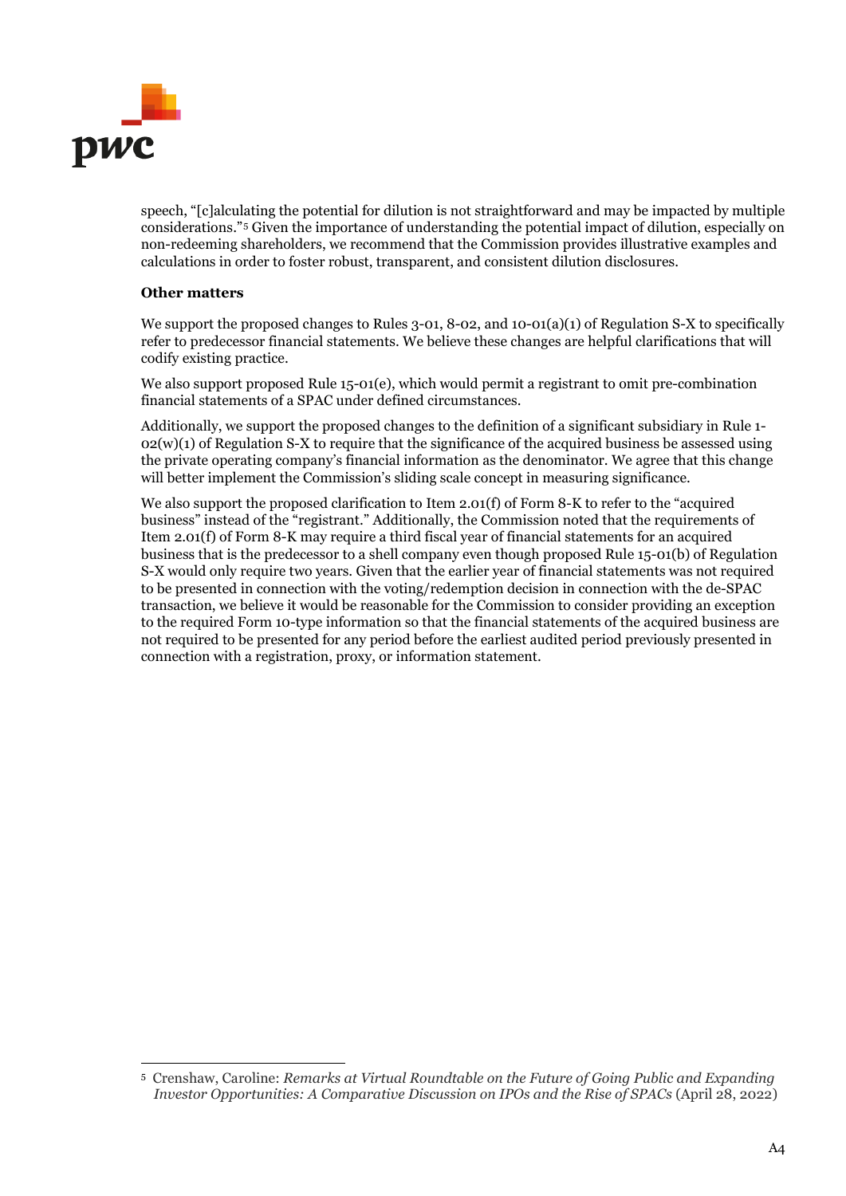speech, "[c]alculating the potential for dilution is not straightforward and may be impacted by multiple considerations."[5] Given the importance of understanding the potential impact of dilution, especially on non-redeeming shareholders, we recommend that the Commission provides illustrative examples and calculations in order to foster robust, transparent, and consistent dilution disclosures.

**Other matters**

We support the proposed changes to Rules 3-01, 8-02, and 10-01(a)(1) of Regulation S-X to specifically refer to predecessor financial statements. We believe these changes are helpful clarifications that will codify existing practice.

We also support proposed Rule 15-01(e), which would permit a registrant to omit pre-combination financial statements of a SPAC under defined circumstances.

Additionally, we support the proposed changes to the definition of a significant subsidiary in Rule 1-02(w)(1) of Regulation S-X to require that the significance of the acquired business be assessed using the private operating company's financial information as the denominator. We agree that this change will better implement the Commission's sliding scale concept in measuring significance.

We also support the proposed clarification to Item 2.01(f) of Form 8-K to refer to the "acquired business" instead of the "registrant." Additionally, the Commission noted that the requirements of Item 2.01(f) of Form 8-K may require a third fiscal year of financial statements for an acquired business that is the predecessor to a shell company even though proposed Rule 15-01(b) of Regulation S-X would only require two years. Given that the earlier year of financial statements was not required to be presented in connection with the voting/redemption decision in connection with the de-SPAC transaction, we believe it would be reasonable for the Commission to consider providing an exception to the required Form 10-type information so that the financial statements of the acquired business are not required to be presented for any period before the earliest audited period previously presented in connection with a registration, proxy, or information statement.

---

[5] Crenshaw, Caroline: *Remarks at Virtual Roundtable on the Future of Going Public and Expanding Investor Opportunities: A Comparative Discussion on IPOs and the Rise of SPACs* (April 28, 2022)